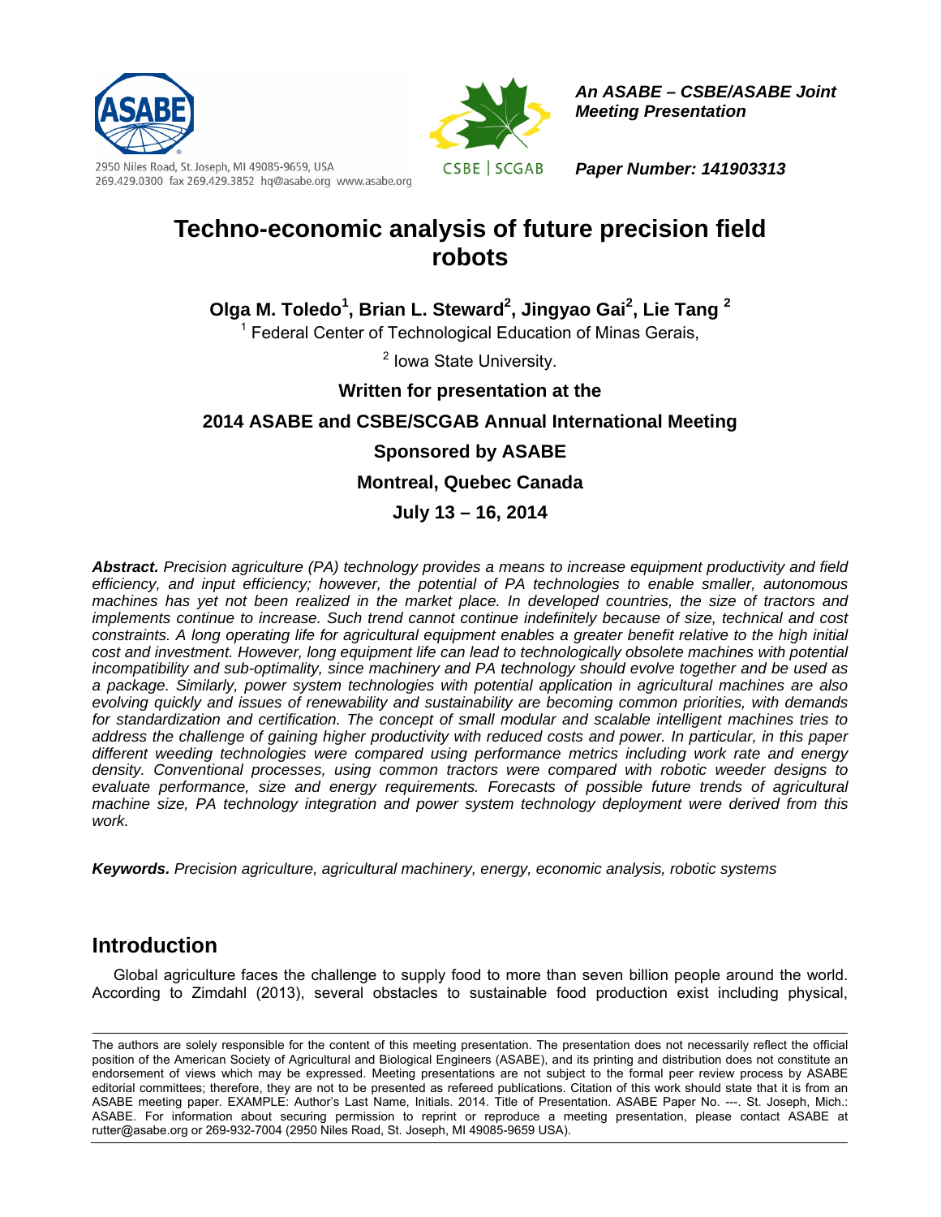An ASABE – CSBE/ASABE Joint Meeting Presentation

2950 Niles Road, St. Joseph, MI 49085-9659, USA
269.429.0300 fax 269.429.3852 hq@asabe.org www.asabe.org

**Paper Number: 141903313**

# Techno-economic analysis of future precision field robots

**Olga M. Toledo[1], Brian L. Steward[2], Jingyao Gai[2], Lie Tang [2]**

[1] Federal Center of Technological Education of Minas Gerais,

[2] Iowa State University.

**Written for presentation at the**

**2014 ASABE and CSBE/SCGAB Annual International Meeting**

**Sponsored by ASABE**

**Montreal, Quebec Canada**

**July 13 – 16, 2014**

***Abstract.*** *Precision agriculture (PA) technology provides a means to increase equipment productivity and field efficiency, and input efficiency; however, the potential of PA technologies to enable smaller, autonomous machines has yet not been realized in the market place. In developed countries, the size of tractors and implements continue to increase. Such trend cannot continue indefinitely because of size, technical and cost constraints. A long operating life for agricultural equipment enables a greater benefit relative to the high initial cost and investment. However, long equipment life can lead to technologically obsolete machines with potential incompatibility and sub-optimality, since machinery and PA technology should evolve together and be used as a package. Similarly, power system technologies with potential application in agricultural machines are also evolving quickly and issues of renewability and sustainability are becoming common priorities, with demands for standardization and certification. The concept of small modular and scalable intelligent machines tries to address the challenge of gaining higher productivity with reduced costs and power. In particular, in this paper different weeding technologies were compared using performance metrics including work rate and energy density. Conventional processes, using common tractors were compared with robotic weeder designs to evaluate performance, size and energy requirements. Forecasts of possible future trends of agricultural machine size, PA technology integration and power system technology deployment were derived from this work.*

***Keywords.*** *Precision agriculture, agricultural machinery, energy, economic analysis, robotic systems*

## Introduction

Global agriculture faces the challenge to supply food to more than seven billion people around the world. According to Zimdahl (2013), several obstacles to sustainable food production exist including physical,

The authors are solely responsible for the content of this meeting presentation. The presentation does not necessarily reflect the official position of the American Society of Agricultural and Biological Engineers (ASABE), and its printing and distribution does not constitute an endorsement of views which may be expressed. Meeting presentations are not subject to the formal peer review process by ASABE editorial committees; therefore, they are not to be presented as refereed publications. Citation of this work should state that it is from an ASABE meeting paper. EXAMPLE: Author's Last Name, Initials. 2014. Title of Presentation. ASABE Paper No. ---. St. Joseph, Mich.: ASABE. For information about securing permission to reprint or reproduce a meeting presentation, please contact ASABE at rutter@asabe.org or 269-932-7004 (2950 Niles Road, St. Joseph, MI 49085-9659 USA).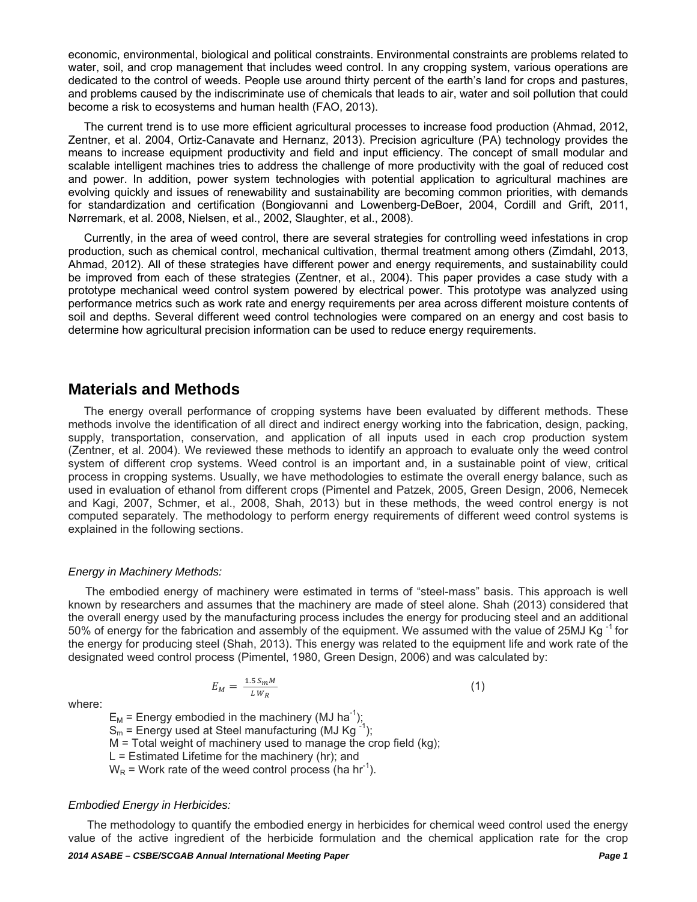economic, environmental, biological and political constraints. Environmental constraints are problems related to water, soil, and crop management that includes weed control. In any cropping system, various operations are dedicated to the control of weeds. People use around thirty percent of the earth's land for crops and pastures, and problems caused by the indiscriminate use of chemicals that leads to air, water and soil pollution that could become a risk to ecosystems and human health (FAO, 2013).

The current trend is to use more efficient agricultural processes to increase food production (Ahmad, 2012, Zentner, et al. 2004, Ortiz-Canavate and Hernanz, 2013). Precision agriculture (PA) technology provides the means to increase equipment productivity and field and input efficiency. The concept of small modular and scalable intelligent machines tries to address the challenge of more productivity with the goal of reduced cost and power. In addition, power system technologies with potential application to agricultural machines are evolving quickly and issues of renewability and sustainability are becoming common priorities, with demands for standardization and certification (Bongiovanni and Lowenberg-DeBoer, 2004, Cordill and Grift, 2011, Nørremark, et al. 2008, Nielsen, et al., 2002, Slaughter, et al., 2008).

Currently, in the area of weed control, there are several strategies for controlling weed infestations in crop production, such as chemical control, mechanical cultivation, thermal treatment among others (Zimdahl, 2013, Ahmad, 2012). All of these strategies have different power and energy requirements, and sustainability could be improved from each of these strategies (Zentner, et al., 2004). This paper provides a case study with a prototype mechanical weed control system powered by electrical power. This prototype was analyzed using performance metrics such as work rate and energy requirements per area across different moisture contents of soil and depths. Several different weed control technologies were compared on an energy and cost basis to determine how agricultural precision information can be used to reduce energy requirements.

## Materials and Methods

The energy overall performance of cropping systems have been evaluated by different methods. These methods involve the identification of all direct and indirect energy working into the fabrication, design, packing, supply, transportation, conservation, and application of all inputs used in each crop production system (Zentner, et al. 2004). We reviewed these methods to identify an approach to evaluate only the weed control system of different crop systems. Weed control is an important and, in a sustainable point of view, critical process in cropping systems. Usually, we have methodologies to estimate the overall energy balance, such as used in evaluation of ethanol from different crops (Pimentel and Patzek, 2005, Green Design, 2006, Nemecek and Kagi, 2007, Schmer, et al., 2008, Shah, 2013) but in these methods, the weed control energy is not computed separately. The methodology to perform energy requirements of different weed control systems is explained in the following sections.

### *Energy in Machinery Methods:*

The embodied energy of machinery were estimated in terms of "steel-mass" basis. This approach is well known by researchers and assumes that the machinery are made of steel alone. Shah (2013) considered that the overall energy used by the manufacturing process includes the energy for producing steel and an additional 50% of energy for the fabrication and assembly of the equipment. We assumed with the value of 25MJ $Kg^{-1}$ for the energy for producing steel (Shah, 2013). This energy was related to the equipment life and work rate of the designated weed control process (Pimentel, 1980, Green Design, 2006) and was calculated by:

$$E_M = \frac{1.5\, S_m M}{L\, W_R} \qquad (1)$$

where:

- $E_M$ = Energy embodied in the machinery (MJ $ha^{-1}$);
- $S_m$ = Energy used at Steel manufacturing (MJ $Kg^{-1}$);
- M = Total weight of machinery used to manage the crop field (kg);
- L = Estimated Lifetime for the machinery (hr); and
- $W_R$ = Work rate of the weed control process (ha $hr^{-1}$).

### *Embodied Energy in Herbicides:*

The methodology to quantify the embodied energy in herbicides for chemical weed control used the energy value of the active ingredient of the herbicide formulation and the chemical application rate for the crop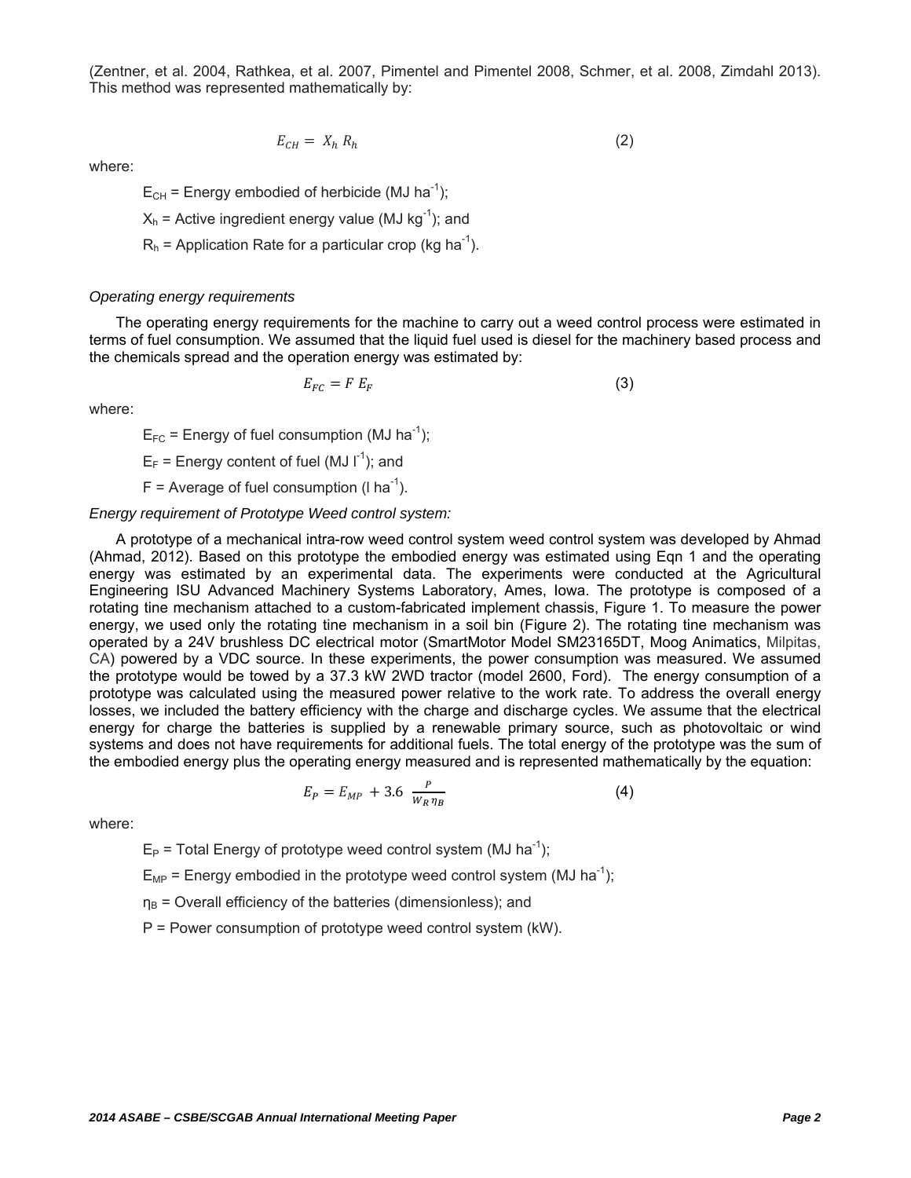(Zentner, et al. 2004, Rathkea, et al. 2007, Pimentel and Pimentel 2008, Schmer, et al. 2008, Zimdahl 2013). This method was represented mathematically by:

$$E_{CH} = X_h R_h \tag{2}$$

where:

$E_{CH}$ = Energy embodied of herbicide (MJ ha$^{-1}$);

$X_h$ = Active ingredient energy value (MJ kg$^{-1}$); and

$R_h$ = Application Rate for a particular crop (kg ha$^{-1}$).

*Operating energy requirements*

The operating energy requirements for the machine to carry out a weed control process were estimated in terms of fuel consumption. We assumed that the liquid fuel used is diesel for the machinery based process and the chemicals spread and the operation energy was estimated by:

$$E_{FC} = F E_F \tag{3}$$

where:

$E_{FC}$ = Energy of fuel consumption (MJ ha$^{-1}$);

$E_F$ = Energy content of fuel (MJ l$^{-1}$); and

F = Average of fuel consumption (l ha$^{-1}$).

*Energy requirement of Prototype Weed control system:*

A prototype of a mechanical intra-row weed control system weed control system was developed by Ahmad (Ahmad, 2012). Based on this prototype the embodied energy was estimated using Eqn 1 and the operating energy was estimated by an experimental data. The experiments were conducted at the Agricultural Engineering ISU Advanced Machinery Systems Laboratory, Ames, Iowa. The prototype is composed of a rotating tine mechanism attached to a custom-fabricated implement chassis, Figure 1. To measure the power energy, we used only the rotating tine mechanism in a soil bin (Figure 2). The rotating tine mechanism was operated by a 24V brushless DC electrical motor (SmartMotor Model SM23165DT, Moog Animatics, Milpitas, CA) powered by a VDC source. In these experiments, the power consumption was measured. We assumed the prototype would be towed by a 37.3 kW 2WD tractor (model 2600, Ford). The energy consumption of a prototype was calculated using the measured power relative to the work rate. To address the overall energy losses, we included the battery efficiency with the charge and discharge cycles. We assume that the electrical energy for charge the batteries is supplied by a renewable primary source, such as photovoltaic or wind systems and does not have requirements for additional fuels. The total energy of the prototype was the sum of the embodied energy plus the operating energy measured and is represented mathematically by the equation:

$$E_P = E_{MP} + 3.6 \frac{P}{W_R \eta_B} \tag{4}$$

where:

$E_P$ = Total Energy of prototype weed control system (MJ ha$^{-1}$);

$E_{MP}$ = Energy embodied in the prototype weed control system (MJ ha$^{-1}$);

$\eta_B$ = Overall efficiency of the batteries (dimensionless); and

P = Power consumption of prototype weed control system (kW).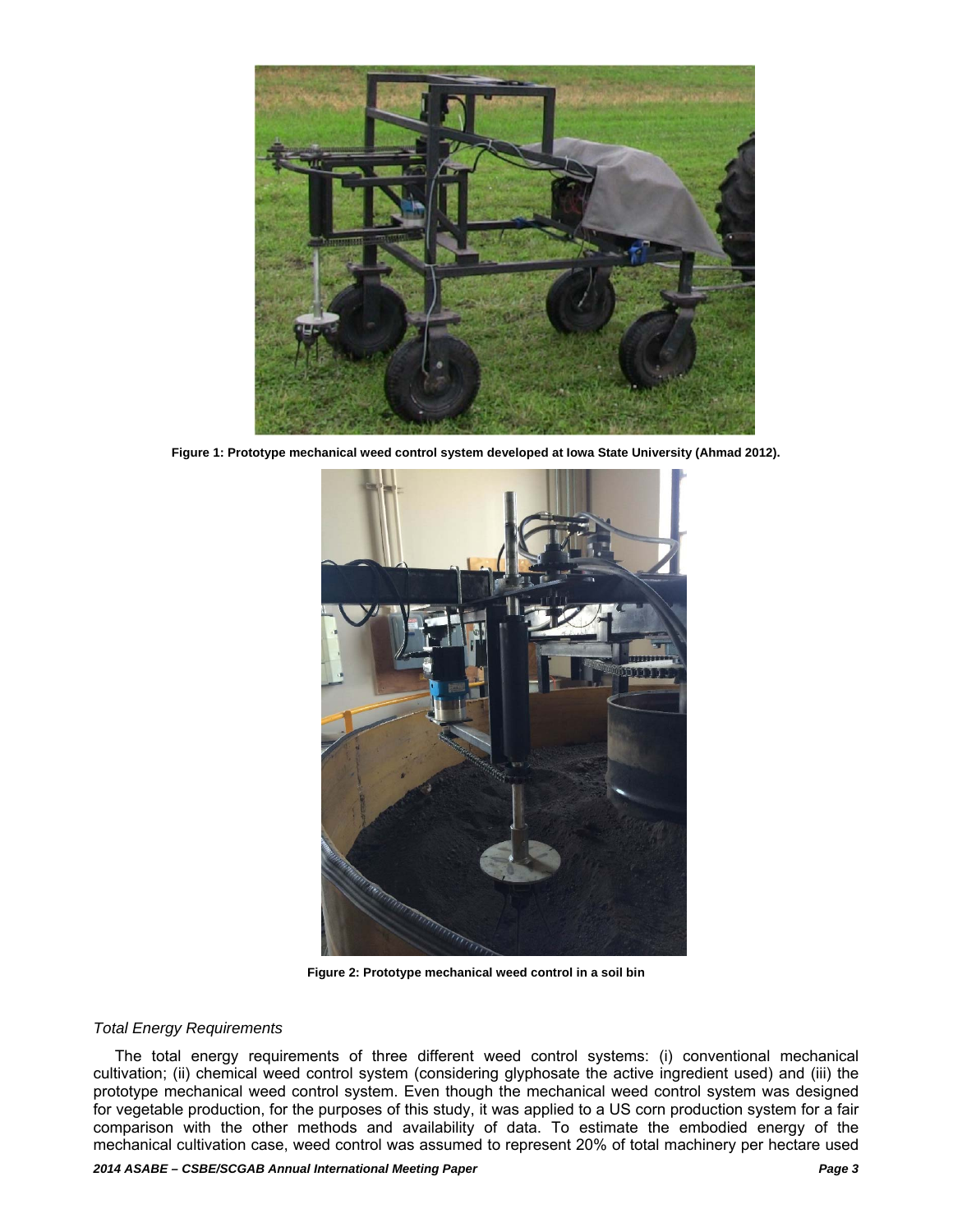Figure 1: Prototype mechanical weed control system developed at Iowa State University (Ahmad 2012).

Figure 2: Prototype mechanical weed control in a soil bin

### *Total Energy Requirements*

The total energy requirements of three different weed control systems: (i) conventional mechanical cultivation; (ii) chemical weed control system (considering glyphosate the active ingredient used) and (iii) the prototype mechanical weed control system. Even though the mechanical weed control system was designed for vegetable production, for the purposes of this study, it was applied to a US corn production system for a fair comparison with the other methods and availability of data. To estimate the embodied energy of the mechanical cultivation case, weed control was assumed to represent 20% of total machinery per hectare used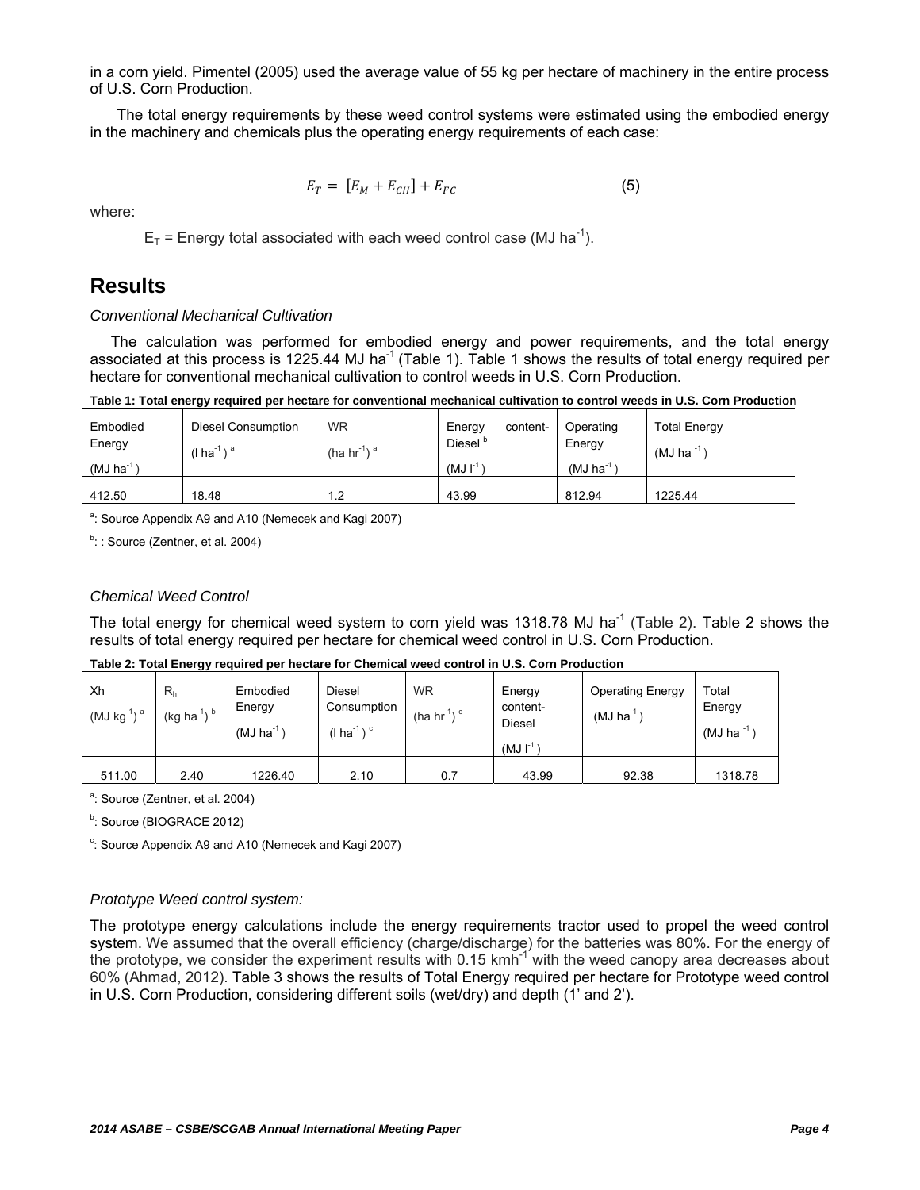in a corn yield. Pimentel (2005) used the average value of 55 kg per hectare of machinery in the entire process of U.S. Corn Production.

The total energy requirements by these weed control systems were estimated using the embodied energy in the machinery and chemicals plus the operating energy requirements of each case:

$$E_T = [E_M + E_{CH}] + E_{FC} \quad (5)$$

where:

$E_T$ = Energy total associated with each weed control case (MJ ha$^{-1}$).

## Results

*Conventional Mechanical Cultivation*

The calculation was performed for embodied energy and power requirements, and the total energy associated at this process is 1225.44 MJ ha$^{-1}$ (Table 1). Table 1 shows the results of total energy required per hectare for conventional mechanical cultivation to control weeds in U.S. Corn Production.

**Table 1: Total energy required per hectare for conventional mechanical cultivation to control weeds in U.S. Corn Production**

| Embodied Energy (MJ ha$^{-1}$) | Diesel Consumption (l ha$^{-1}$) [a] | WR (ha hr$^{-1}$) [a] | Energy content-Diesel [b] (MJ l$^{-1}$) | Operating Energy (MJ ha$^{-1}$) | Total Energy (MJ ha$^{-1}$) |
|---|---|---|---|---|---|
| 412.50 | 18.48 | 1.2 | 43.99 | 812.94 | 1225.44 |

[a]: Source Appendix A9 and A10 (Nemecek and Kagi 2007)

[b]: : Source (Zentner, et al. 2004)

*Chemical Weed Control*

The total energy for chemical weed system to corn yield was 1318.78 MJ ha$^{-1}$ (Table 2). Table 2 shows the results of total energy required per hectare for chemical weed control in U.S. Corn Production.

**Table 2: Total Energy required per hectare for Chemical weed control in U.S. Corn Production**

| Xh (MJ kg$^{-1}$) [a] | $R_h$ (kg ha$^{-1}$) [b] | Embodied Energy (MJ ha$^{-1}$) | Diesel Consumption (l ha$^{-1}$) [c] | WR (ha hr$^{-1}$) [c] | Energy content-Diesel (MJ l$^{-1}$) | Operating Energy (MJ ha$^{-1}$) | Total Energy (MJ ha$^{-1}$) |
|---|---|---|---|---|---|---|---|
| 511.00 | 2.40 | 1226.40 | 2.10 | 0.7 | 43.99 | 92.38 | 1318.78 |

[a]: Source (Zentner, et al. 2004)

[b]: Source (BIOGRACE 2012)

[c]: Source Appendix A9 and A10 (Nemecek and Kagi 2007)

*Prototype Weed control system:*

The prototype energy calculations include the energy requirements tractor used to propel the weed control system. We assumed that the overall efficiency (charge/discharge) for the batteries was 80%. For the energy of the prototype, we consider the experiment results with 0.15 kmh$^{-1}$ with the weed canopy area decreases about 60% (Ahmad, 2012). Table 3 shows the results of Total Energy required per hectare for Prototype weed control in U.S. Corn Production, considering different soils (wet/dry) and depth (1' and 2').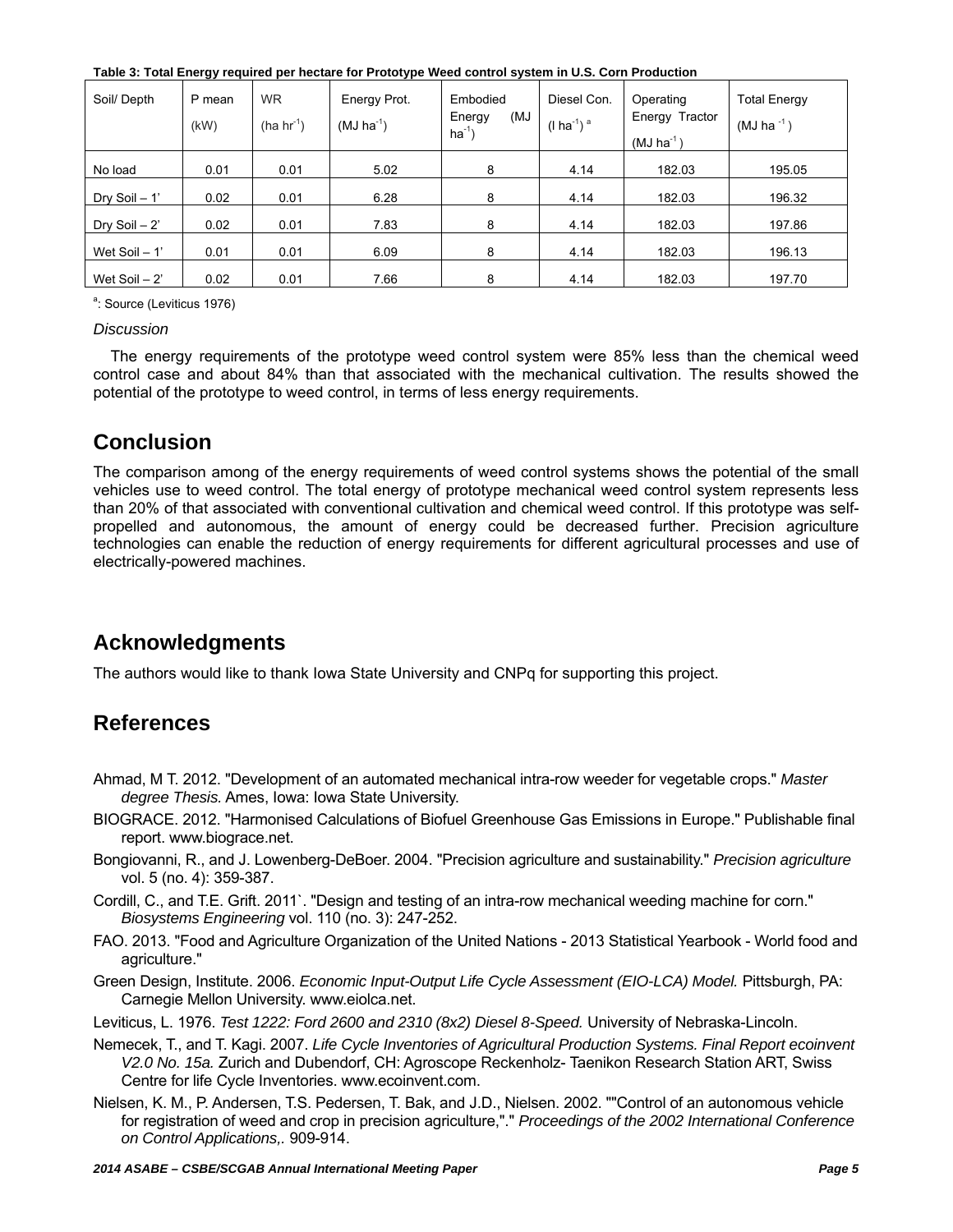**Table 3: Total Energy required per hectare for Prototype Weed control system in U.S. Corn Production**

| Soil/ Depth | P mean (kW) | WR (ha $hr^{-1}$) | Energy Prot. (MJ $ha^{-1}$) | Embodied Energy (MJ $ha^{-1}$) | Diesel Con. (l $ha^{-1}$) [a] | Operating Energy Tractor (MJ $ha^{-1}$) | Total Energy (MJ $ha^{-1}$) |
|---|---|---|---|---|---|---|---|
| No load | 0.01 | 0.01 | 5.02 | 8 | 4.14 | 182.03 | 195.05 |
| Dry Soil – 1' | 0.02 | 0.01 | 6.28 | 8 | 4.14 | 182.03 | 196.32 |
| Dry Soil – 2' | 0.02 | 0.01 | 7.83 | 8 | 4.14 | 182.03 | 197.86 |
| Wet Soil – 1' | 0.01 | 0.01 | 6.09 | 8 | 4.14 | 182.03 | 196.13 |
| Wet Soil – 2' | 0.02 | 0.01 | 7.66 | 8 | 4.14 | 182.03 | 197.70 |

[a]: Source (Leviticus 1976)

*Discussion*

The energy requirements of the prototype weed control system were 85% less than the chemical weed control case and about 84% than that associated with the mechanical cultivation. The results showed the potential of the prototype to weed control, in terms of less energy requirements.

## Conclusion

The comparison among of the energy requirements of weed control systems shows the potential of the small vehicles use to weed control. The total energy of prototype mechanical weed control system represents less than 20% of that associated with conventional cultivation and chemical weed control. If this prototype was self-propelled and autonomous, the amount of energy could be decreased further. Precision agriculture technologies can enable the reduction of energy requirements for different agricultural processes and use of electrically-powered machines.

## Acknowledgments

The authors would like to thank Iowa State University and CNPq for supporting this project.

## References

Ahmad, M T. 2012. "Development of an automated mechanical intra-row weeder for vegetable crops." *Master degree Thesis.* Ames, Iowa: Iowa State University.

BIOGRACE. 2012. "Harmonised Calculations of Biofuel Greenhouse Gas Emissions in Europe." Publishable final report. www.biograce.net.

Bongiovanni, R., and J. Lowenberg-DeBoer. 2004. "Precision agriculture and sustainability." *Precision agriculture* vol. 5 (no. 4): 359-387.

Cordill, C., and T.E. Grift. 2011`. "Design and testing of an intra-row mechanical weeding machine for corn." *Biosystems Engineering* vol. 110 (no. 3): 247-252.

FAO. 2013. "Food and Agriculture Organization of the United Nations - 2013 Statistical Yearbook - World food and agriculture."

Green Design, Institute. 2006. *Economic Input-Output Life Cycle Assessment (EIO-LCA) Model.* Pittsburgh, PA: Carnegie Mellon University. www.eiolca.net.

Leviticus, L. 1976. *Test 1222: Ford 2600 and 2310 (8x2) Diesel 8-Speed.* University of Nebraska-Lincoln.

Nemecek, T., and T. Kagi. 2007. *Life Cycle Inventories of Agricultural Production Systems. Final Report ecoinvent V2.0 No. 15a.* Zurich and Dubendorf, CH: Agroscope Reckenholz- Taenikon Research Station ART, Swiss Centre for life Cycle Inventories. www.ecoinvent.com.

Nielsen, K. M., P. Andersen, T.S. Pedersen, T. Bak, and J.D., Nielsen. 2002. ""Control of an autonomous vehicle for registration of weed and crop in precision agriculture,"." *Proceedings of the 2002 International Conference on Control Applications,.* 909-914.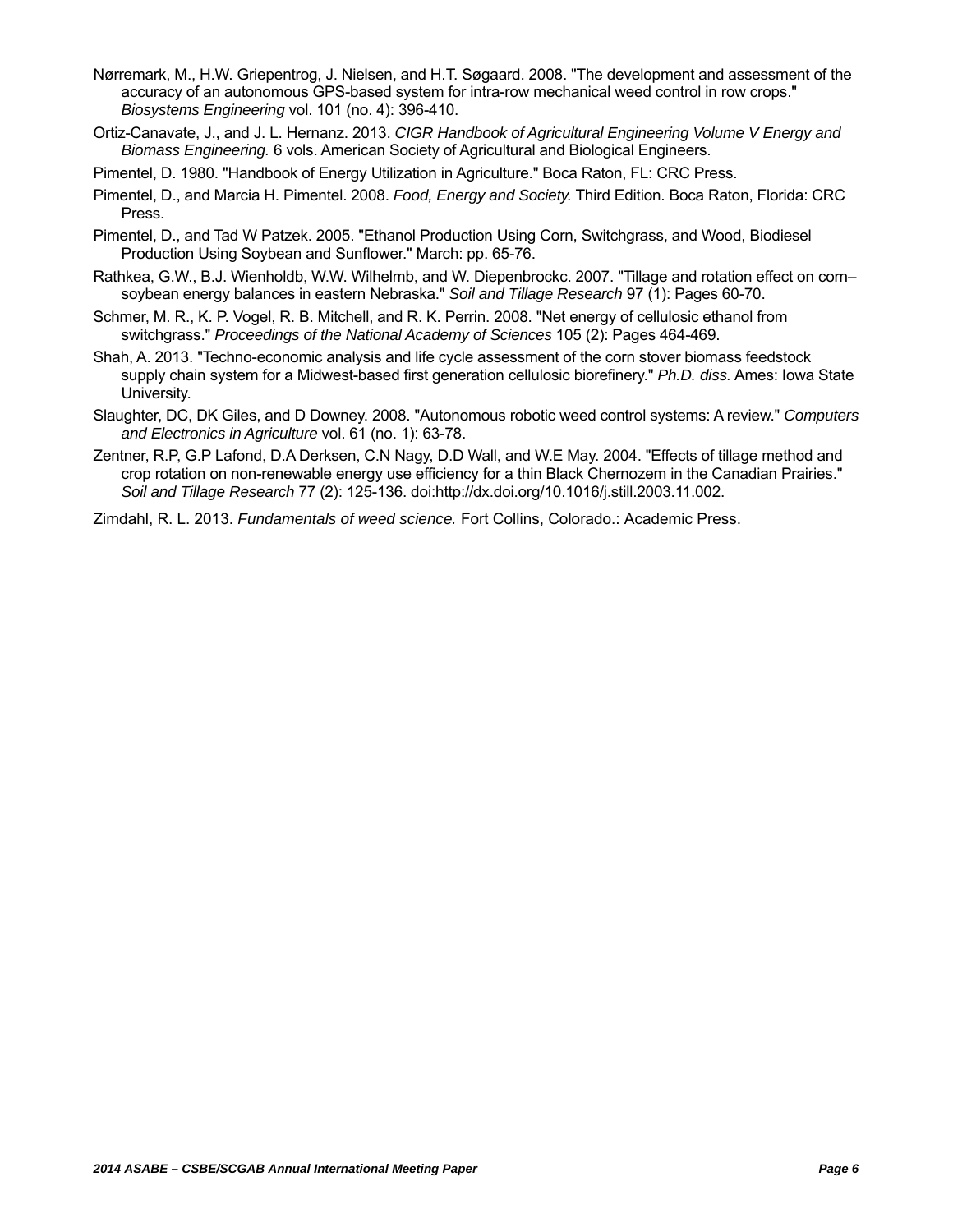Nørremark, M., H.W. Griepentrog, J. Nielsen, and H.T. Søgaard. 2008. "The development and assessment of the accuracy of an autonomous GPS-based system for intra-row mechanical weed control in row crops." *Biosystems Engineering* vol. 101 (no. 4): 396-410.

Ortiz-Canavate, J., and J. L. Hernanz. 2013. *CIGR Handbook of Agricultural Engineering Volume V Energy and Biomass Engineering.* 6 vols. American Society of Agricultural and Biological Engineers.

Pimentel, D. 1980. "Handbook of Energy Utilization in Agriculture." Boca Raton, FL: CRC Press.

Pimentel, D., and Marcia H. Pimentel. 2008. *Food, Energy and Society.* Third Edition. Boca Raton, Florida: CRC Press.

Pimentel, D., and Tad W Patzek. 2005. "Ethanol Production Using Corn, Switchgrass, and Wood, Biodiesel Production Using Soybean and Sunflower." March: pp. 65-76.

Rathkea, G.W., B.J. Wienholdb, W.W. Wilhelmb, and W. Diepenbrockc. 2007. "Tillage and rotation effect on corn–soybean energy balances in eastern Nebraska." *Soil and Tillage Research* 97 (1): Pages 60-70.

Schmer, M. R., K. P. Vogel, R. B. Mitchell, and R. K. Perrin. 2008. "Net energy of cellulosic ethanol from switchgrass." *Proceedings of the National Academy of Sciences* 105 (2): Pages 464-469.

Shah, A. 2013. "Techno-economic analysis and life cycle assessment of the corn stover biomass feedstock supply chain system for a Midwest-based first generation cellulosic biorefinery." *Ph.D. diss.* Ames: Iowa State University.

Slaughter, DC, DK Giles, and D Downey. 2008. "Autonomous robotic weed control systems: A review." *Computers and Electronics in Agriculture* vol. 61 (no. 1): 63-78.

Zentner, R.P, G.P Lafond, D.A Derksen, C.N Nagy, D.D Wall, and W.E May. 2004. "Effects of tillage method and crop rotation on non-renewable energy use efficiency for a thin Black Chernozem in the Canadian Prairies." *Soil and Tillage Research* 77 (2): 125-136. doi:http://dx.doi.org/10.1016/j.still.2003.11.002.

Zimdahl, R. L. 2013. *Fundamentals of weed science.* Fort Collins, Colorado.: Academic Press.